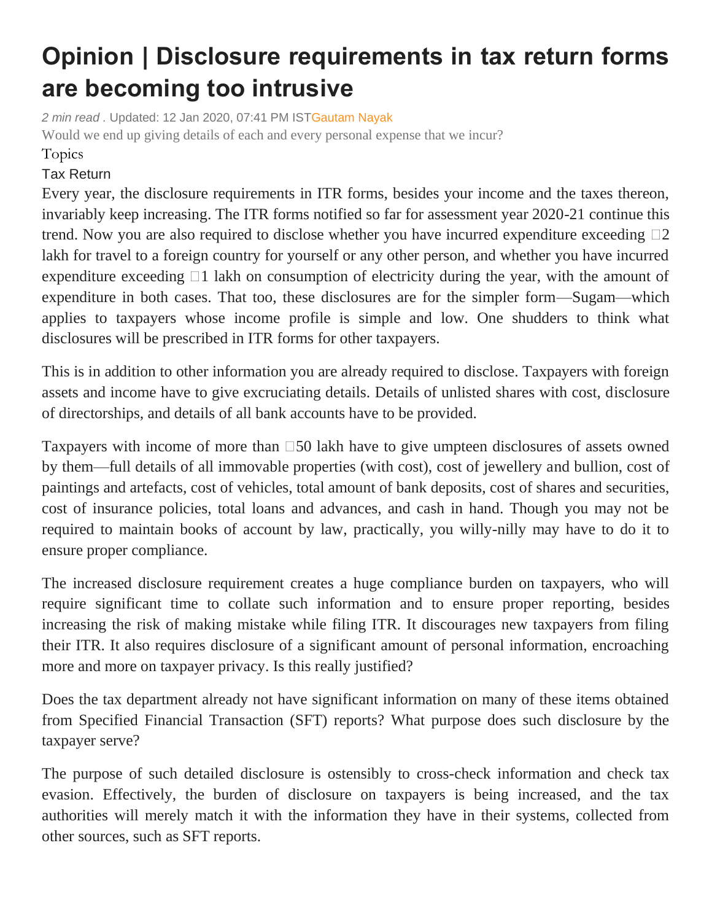# Opinion | Disclosure requirements in tax return forms are becoming too intrusive

*2 min read* . Updated: 12 Jan 2020, 07:41 PM IST Gautam Nayak

Would we end up giving details of each and every personal expense that we incur?

Topics

Tax Return

Every year, the disclosure requirements in ITR forms, besides your income and the taxes thereon, invariably keep increasing. The ITR forms notified so far for assessment year 2020-21 continue this trend. Now you are also required to disclose whether you have incurred expenditure exceeding ₹2 lakh for travel to a foreign country for yourself or any other person, and whether you have incurred expenditure exceeding ₹1 lakh on consumption of electricity during the year, with the amount of expenditure in both cases. That too, these disclosures are for the simpler form—Sugam—which applies to taxpayers whose income profile is simple and low. One shudders to think what disclosures will be prescribed in ITR forms for other taxpayers.

This is in addition to other information you are already required to disclose. Taxpayers with foreign assets and income have to give excruciating details. Details of unlisted shares with cost, disclosure of directorships, and details of all bank accounts have to be provided.

Taxpayers with income of more than ₹50 lakh have to give umpteen disclosures of assets owned by them—full details of all immovable properties (with cost), cost of jewellery and bullion, cost of paintings and artefacts, cost of vehicles, total amount of bank deposits, cost of shares and securities, cost of insurance policies, total loans and advances, and cash in hand. Though you may not be required to maintain books of account by law, practically, you willy-nilly may have to do it to ensure proper compliance.

The increased disclosure requirement creates a huge compliance burden on taxpayers, who will require significant time to collate such information and to ensure proper reporting, besides increasing the risk of making mistake while filing ITR. It discourages new taxpayers from filing their ITR. It also requires disclosure of a significant amount of personal information, encroaching more and more on taxpayer privacy. Is this really justified?

Does the tax department already not have significant information on many of these items obtained from Specified Financial Transaction (SFT) reports? What purpose does such disclosure by the taxpayer serve?

The purpose of such detailed disclosure is ostensibly to cross-check information and check tax evasion. Effectively, the burden of disclosure on taxpayers is being increased, and the tax authorities will merely match it with the information they have in their systems, collected from other sources, such as SFT reports.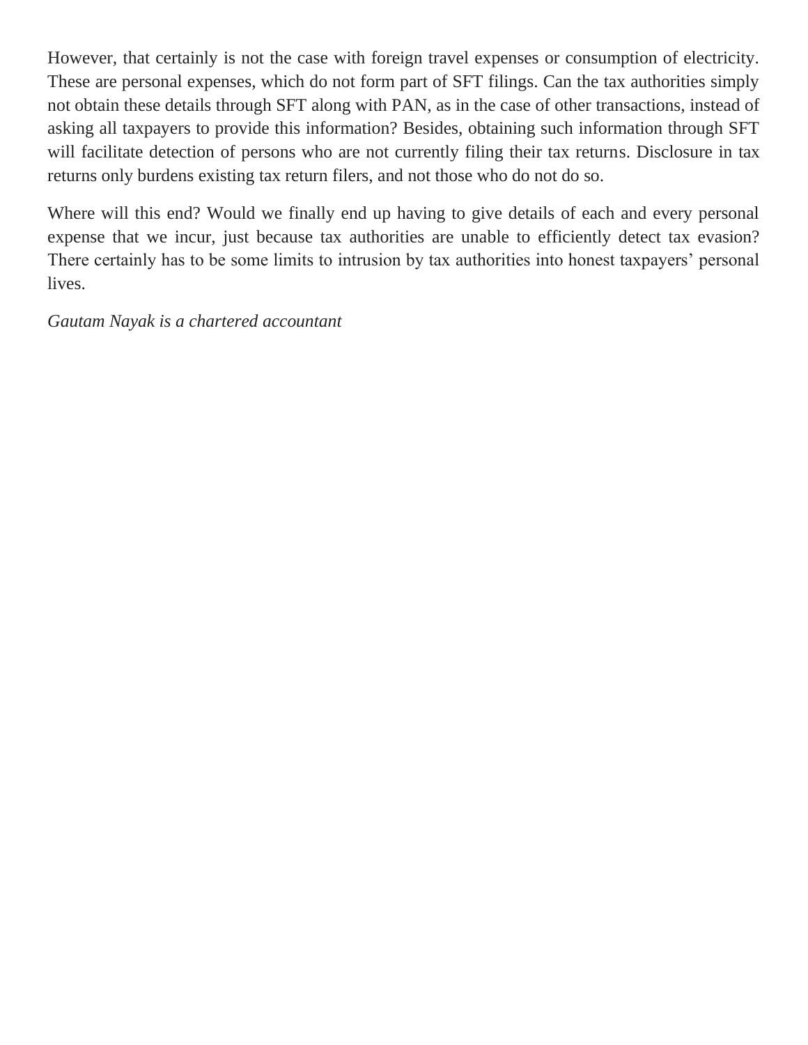However, that certainly is not the case with foreign travel expenses or consumption of electricity. These are personal expenses, which do not form part of SFT filings. Can the tax authorities simply not obtain these details through SFT along with PAN, as in the case of other transactions, instead of asking all taxpayers to provide this information? Besides, obtaining such information through SFT will facilitate detection of persons who are not currently filing their tax returns. Disclosure in tax returns only burdens existing tax return filers, and not those who do not do so.

Where will this end? Would we finally end up having to give details of each and every personal expense that we incur, just because tax authorities are unable to efficiently detect tax evasion? There certainly has to be some limits to intrusion by tax authorities into honest taxpayers' personal lives.

*Gautam Nayak is a chartered accountant*